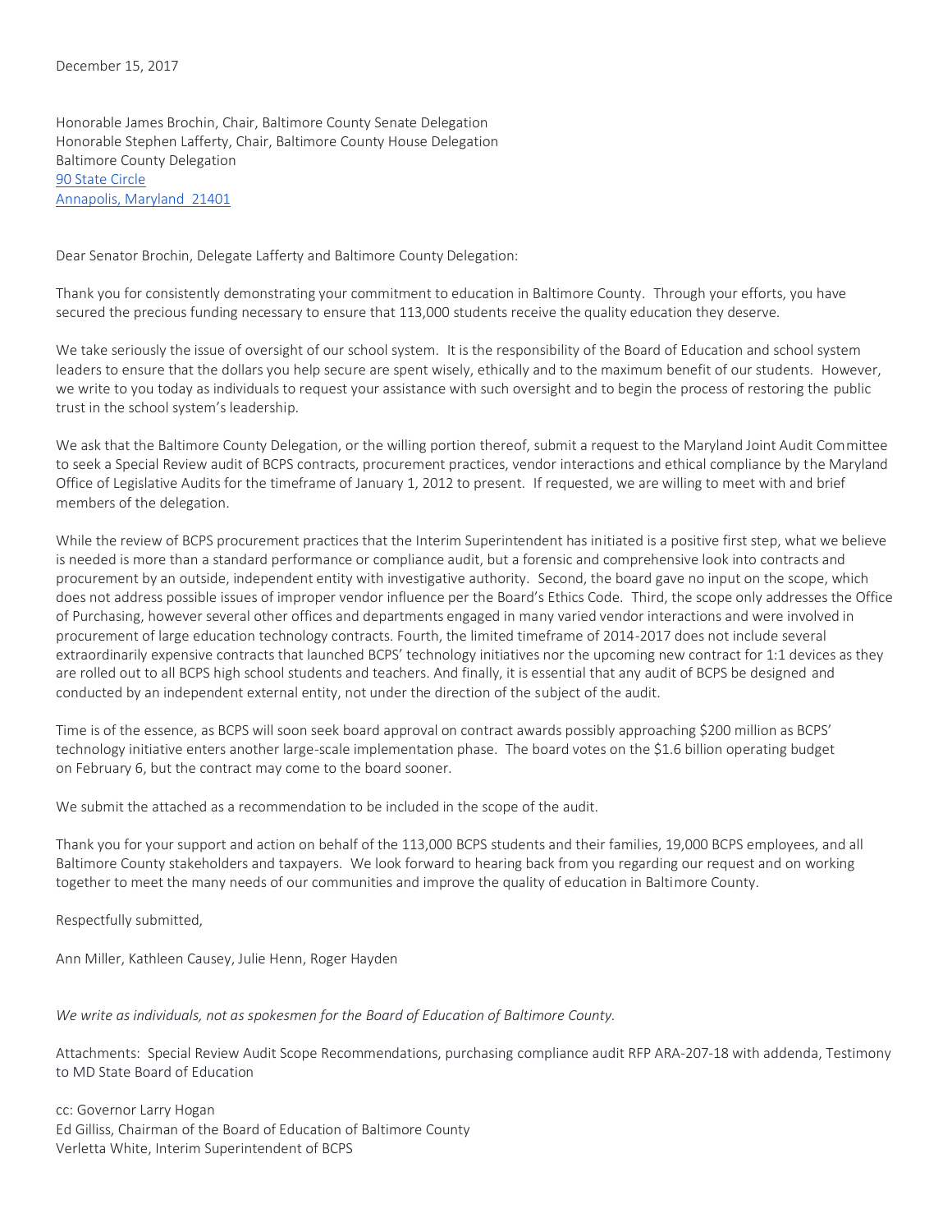December 15, 2017

Honorable James Brochin, Chair, Baltimore County Senate Delegation
Honorable Stephen Lafferty, Chair, Baltimore County House Delegation
Baltimore County Delegation
90 State Circle
Annapolis, Maryland 21401

Dear Senator Brochin, Delegate Lafferty and Baltimore County Delegation:

Thank you for consistently demonstrating your commitment to education in Baltimore County. Through your efforts, you have secured the precious funding necessary to ensure that 113,000 students receive the quality education they deserve.

We take seriously the issue of oversight of our school system. It is the responsibility of the Board of Education and school system leaders to ensure that the dollars you help secure are spent wisely, ethically and to the maximum benefit of our students. However, we write to you today as individuals to request your assistance with such oversight and to begin the process of restoring the public trust in the school system's leadership.

We ask that the Baltimore County Delegation, or the willing portion thereof, submit a request to the Maryland Joint Audit Committee to seek a Special Review audit of BCPS contracts, procurement practices, vendor interactions and ethical compliance by the Maryland Office of Legislative Audits for the timeframe of January 1, 2012 to present. If requested, we are willing to meet with and brief members of the delegation.

While the review of BCPS procurement practices that the Interim Superintendent has initiated is a positive first step, what we believe is needed is more than a standard performance or compliance audit, but a forensic and comprehensive look into contracts and procurement by an outside, independent entity with investigative authority. Second, the board gave no input on the scope, which does not address possible issues of improper vendor influence per the Board's Ethics Code. Third, the scope only addresses the Office of Purchasing, however several other offices and departments engaged in many varied vendor interactions and were involved in procurement of large education technology contracts. Fourth, the limited timeframe of 2014-2017 does not include several extraordinarily expensive contracts that launched BCPS' technology initiatives nor the upcoming new contract for 1:1 devices as they are rolled out to all BCPS high school students and teachers. And finally, it is essential that any audit of BCPS be designed and conducted by an independent external entity, not under the direction of the subject of the audit.

Time is of the essence, as BCPS will soon seek board approval on contract awards possibly approaching $200 million as BCPS' technology initiative enters another large-scale implementation phase. The board votes on the $1.6 billion operating budget on February 6, but the contract may come to the board sooner.

We submit the attached as a recommendation to be included in the scope of the audit.

Thank you for your support and action on behalf of the 113,000 BCPS students and their families, 19,000 BCPS employees, and all Baltimore County stakeholders and taxpayers. We look forward to hearing back from you regarding our request and on working together to meet the many needs of our communities and improve the quality of education in Baltimore County.

Respectfully submitted,

Ann Miller, Kathleen Causey, Julie Henn, Roger Hayden

*We write as individuals, not as spokesmen for the Board of Education of Baltimore County.*

Attachments: Special Review Audit Scope Recommendations, purchasing compliance audit RFP ARA-207-18 with addenda, Testimony to MD State Board of Education

cc: Governor Larry Hogan
Ed Gilliss, Chairman of the Board of Education of Baltimore County
Verletta White, Interim Superintendent of BCPS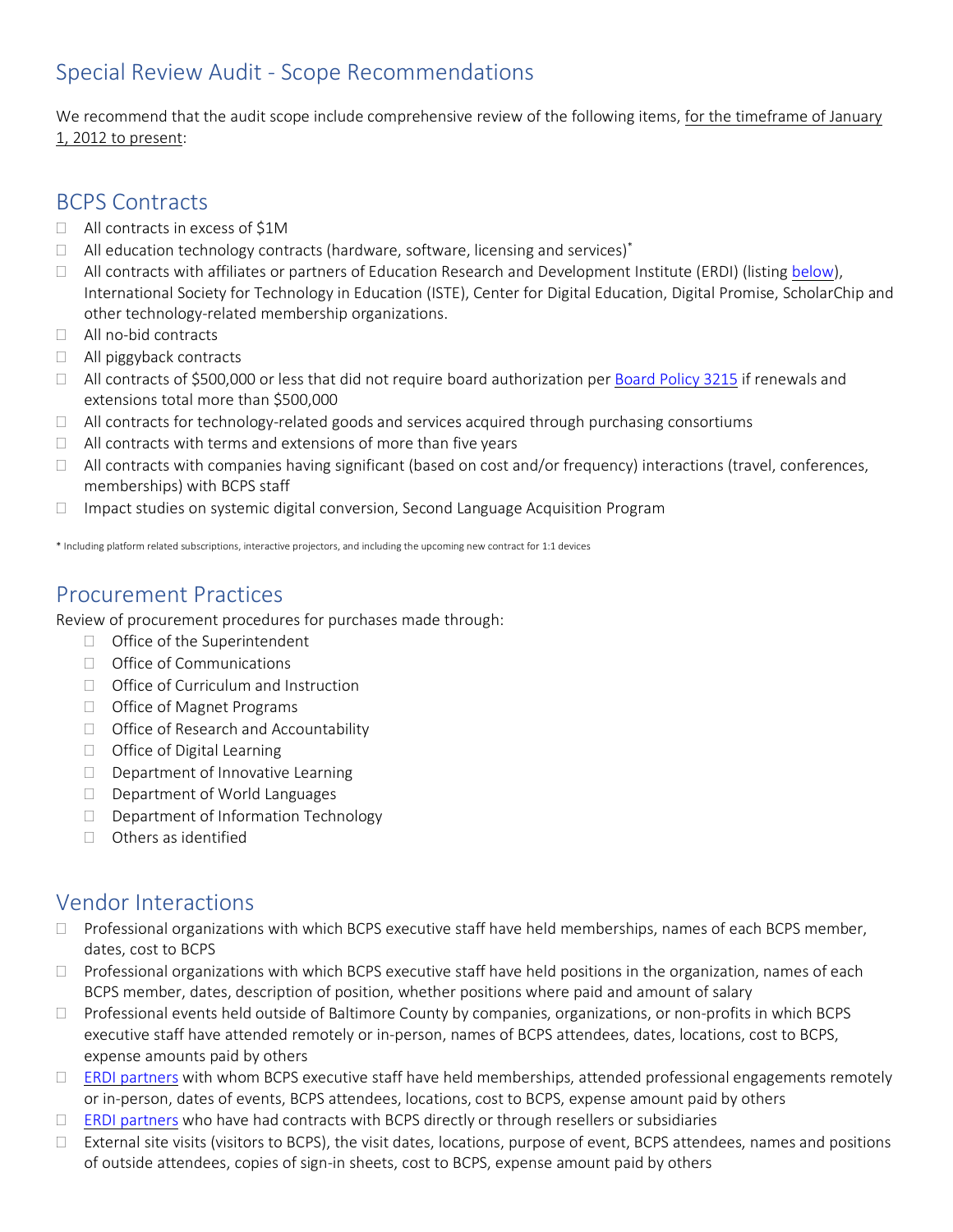## Special Review Audit - Scope Recommendations

We recommend that the audit scope include comprehensive review of the following items, <u>for the timeframe of January 1, 2012 to present</u>:

## BCPS Contracts

- All contracts in excess of $1M
- All education technology contracts (hardware, software, licensing and services)*
- All contracts with affiliates or partners of Education Research and Development Institute (ERDI) (listing below), International Society for Technology in Education (ISTE), Center for Digital Education, Digital Promise, ScholarChip and other technology-related membership organizations.
- All no-bid contracts
- All piggyback contracts
- All contracts of $500,000 or less that did not require board authorization per Board Policy 3215 if renewals and extensions total more than $500,000
- All contracts for technology-related goods and services acquired through purchasing consortiums
- All contracts with terms and extensions of more than five years
- All contracts with companies having significant (based on cost and/or frequency) interactions (travel, conferences, memberships) with BCPS staff
- Impact studies on systemic digital conversion, Second Language Acquisition Program

* Including platform related subscriptions, interactive projectors, and including the upcoming new contract for 1:1 devices

## Procurement Practices

Review of procurement procedures for purchases made through:

- Office of the Superintendent
- Office of Communications
- Office of Curriculum and Instruction
- Office of Magnet Programs
- Office of Research and Accountability
- Office of Digital Learning
- Department of Innovative Learning
- Department of World Languages
- Department of Information Technology
- Others as identified

## Vendor Interactions

- Professional organizations with which BCPS executive staff have held memberships, names of each BCPS member, dates, cost to BCPS
- Professional organizations with which BCPS executive staff have held positions in the organization, names of each BCPS member, dates, description of position, whether positions where paid and amount of salary
- Professional events held outside of Baltimore County by companies, organizations, or non-profits in which BCPS executive staff have attended remotely or in-person, names of BCPS attendees, dates, locations, cost to BCPS, expense amounts paid by others
- ERDI partners with whom BCPS executive staff have held memberships, attended professional engagements remotely or in-person, dates of events, BCPS attendees, locations, cost to BCPS, expense amount paid by others
- ERDI partners who have had contracts with BCPS directly or through resellers or subsidiaries
- External site visits (visitors to BCPS), the visit dates, locations, purpose of event, BCPS attendees, names and positions of outside attendees, copies of sign-in sheets, cost to BCPS, expense amount paid by others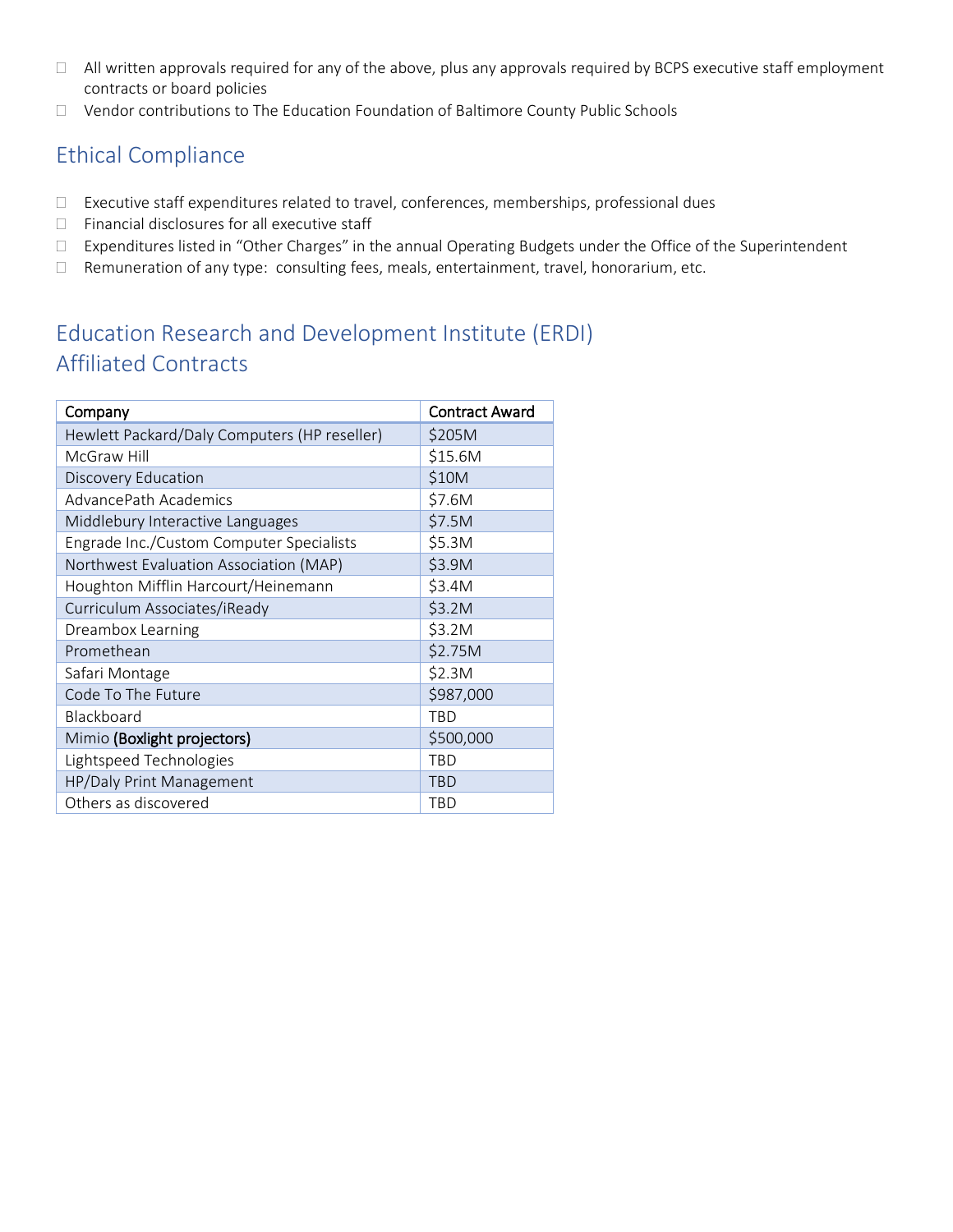- All written approvals required for any of the above, plus any approvals required by BCPS executive staff employment contracts or board policies
- Vendor contributions to The Education Foundation of Baltimore County Public Schools

## Ethical Compliance

- Executive staff expenditures related to travel, conferences, memberships, professional dues
- Financial disclosures for all executive staff
- Expenditures listed in "Other Charges" in the annual Operating Budgets under the Office of the Superintendent
- Remuneration of any type: consulting fees, meals, entertainment, travel, honorarium, etc.

## Education Research and Development Institute (ERDI) Affiliated Contracts

| Company | Contract Award |
|---|---|
| Hewlett Packard/Daly Computers (HP reseller) | $205M |
| McGraw Hill | $15.6M |
| Discovery Education | $10M |
| AdvancePath Academics | $7.6M |
| Middlebury Interactive Languages | $7.5M |
| Engrade Inc./Custom Computer Specialists | $5.3M |
| Northwest Evaluation Association (MAP) | $3.9M |
| Houghton Mifflin Harcourt/Heinemann | $3.4M |
| Curriculum Associates/iReady | $3.2M |
| Dreambox Learning | $3.2M |
| Promethean | $2.75M |
| Safari Montage | $2.3M |
| Code To The Future | $987,000 |
| Blackboard | TBD |
| Mimio **(Boxlight projectors)** | $500,000 |
| Lightspeed Technologies | TBD |
| HP/Daly Print Management | TBD |
| Others as discovered | TBD |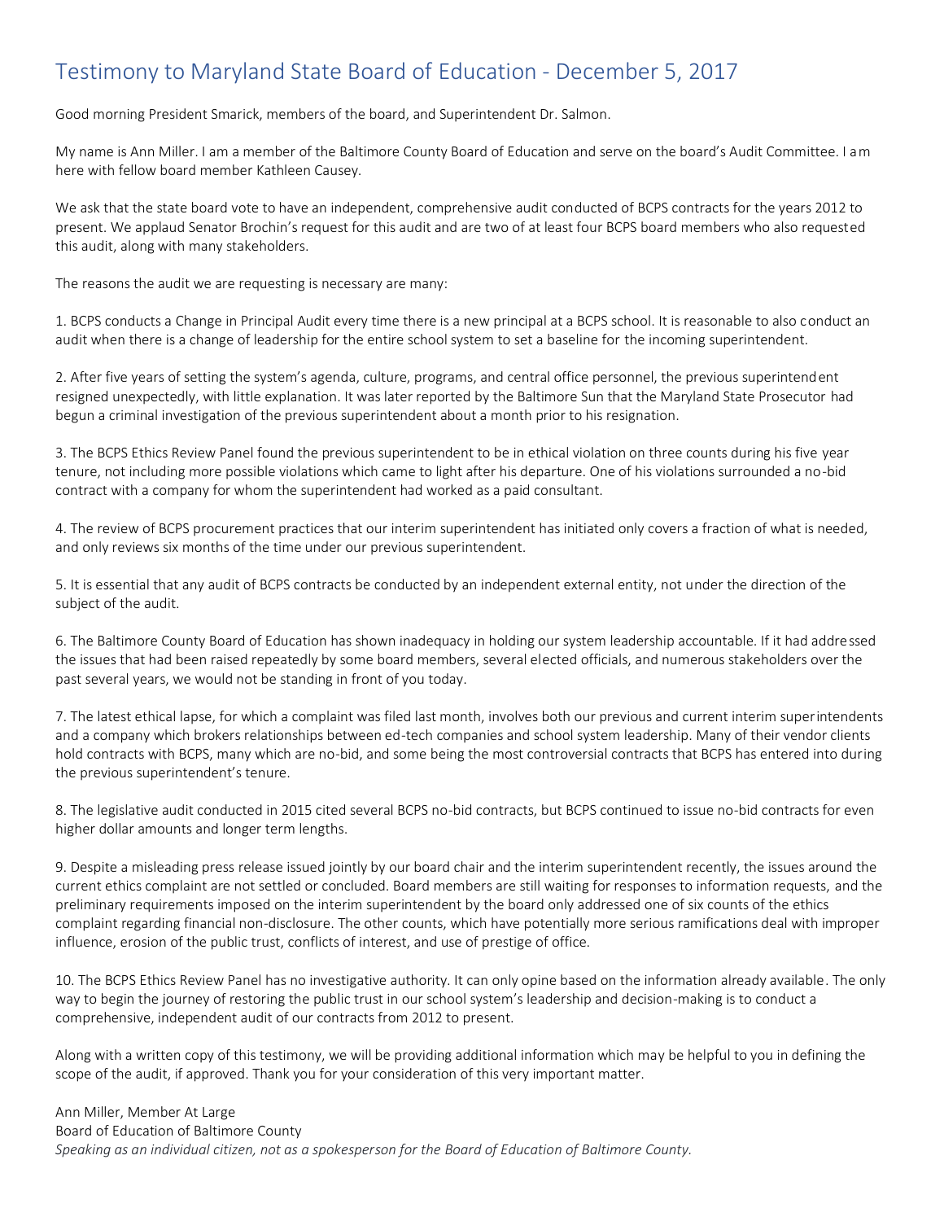# Testimony to Maryland State Board of Education - December 5, 2017

Good morning President Smarick, members of the board, and Superintendent Dr. Salmon.

My name is Ann Miller. I am a member of the Baltimore County Board of Education and serve on the board's Audit Committee. I am here with fellow board member Kathleen Causey.

We ask that the state board vote to have an independent, comprehensive audit conducted of BCPS contracts for the years 2012 to present. We applaud Senator Brochin's request for this audit and are two of at least four BCPS board members who also requested this audit, along with many stakeholders.

The reasons the audit we are requesting is necessary are many:

1. BCPS conducts a Change in Principal Audit every time there is a new principal at a BCPS school. It is reasonable to also conduct an audit when there is a change of leadership for the entire school system to set a baseline for the incoming superintendent.

2. After five years of setting the system's agenda, culture, programs, and central office personnel, the previous superintendent resigned unexpectedly, with little explanation. It was later reported by the Baltimore Sun that the Maryland State Prosecutor had begun a criminal investigation of the previous superintendent about a month prior to his resignation.

3. The BCPS Ethics Review Panel found the previous superintendent to be in ethical violation on three counts during his five year tenure, not including more possible violations which came to light after his departure. One of his violations surrounded a no-bid contract with a company for whom the superintendent had worked as a paid consultant.

4. The review of BCPS procurement practices that our interim superintendent has initiated only covers a fraction of what is needed, and only reviews six months of the time under our previous superintendent.

5. It is essential that any audit of BCPS contracts be conducted by an independent external entity, not under the direction of the subject of the audit.

6. The Baltimore County Board of Education has shown inadequacy in holding our system leadership accountable. If it had addressed the issues that had been raised repeatedly by some board members, several elected officials, and numerous stakeholders over the past several years, we would not be standing in front of you today.

7. The latest ethical lapse, for which a complaint was filed last month, involves both our previous and current interim superintendents and a company which brokers relationships between ed-tech companies and school system leadership. Many of their vendor clients hold contracts with BCPS, many which are no-bid, and some being the most controversial contracts that BCPS has entered into during the previous superintendent's tenure.

8. The legislative audit conducted in 2015 cited several BCPS no-bid contracts, but BCPS continued to issue no-bid contracts for even higher dollar amounts and longer term lengths.

9. Despite a misleading press release issued jointly by our board chair and the interim superintendent recently, the issues around the current ethics complaint are not settled or concluded. Board members are still waiting for responses to information requests, and the preliminary requirements imposed on the interim superintendent by the board only addressed one of six counts of the ethics complaint regarding financial non-disclosure. The other counts, which have potentially more serious ramifications deal with improper influence, erosion of the public trust, conflicts of interest, and use of prestige of office.

10. The BCPS Ethics Review Panel has no investigative authority. It can only opine based on the information already available. The only way to begin the journey of restoring the public trust in our school system's leadership and decision-making is to conduct a comprehensive, independent audit of our contracts from 2012 to present.

Along with a written copy of this testimony, we will be providing additional information which may be helpful to you in defining the scope of the audit, if approved. Thank you for your consideration of this very important matter.

Ann Miller, Member At Large
Board of Education of Baltimore County
*Speaking as an individual citizen, not as a spokesperson for the Board of Education of Baltimore County.*